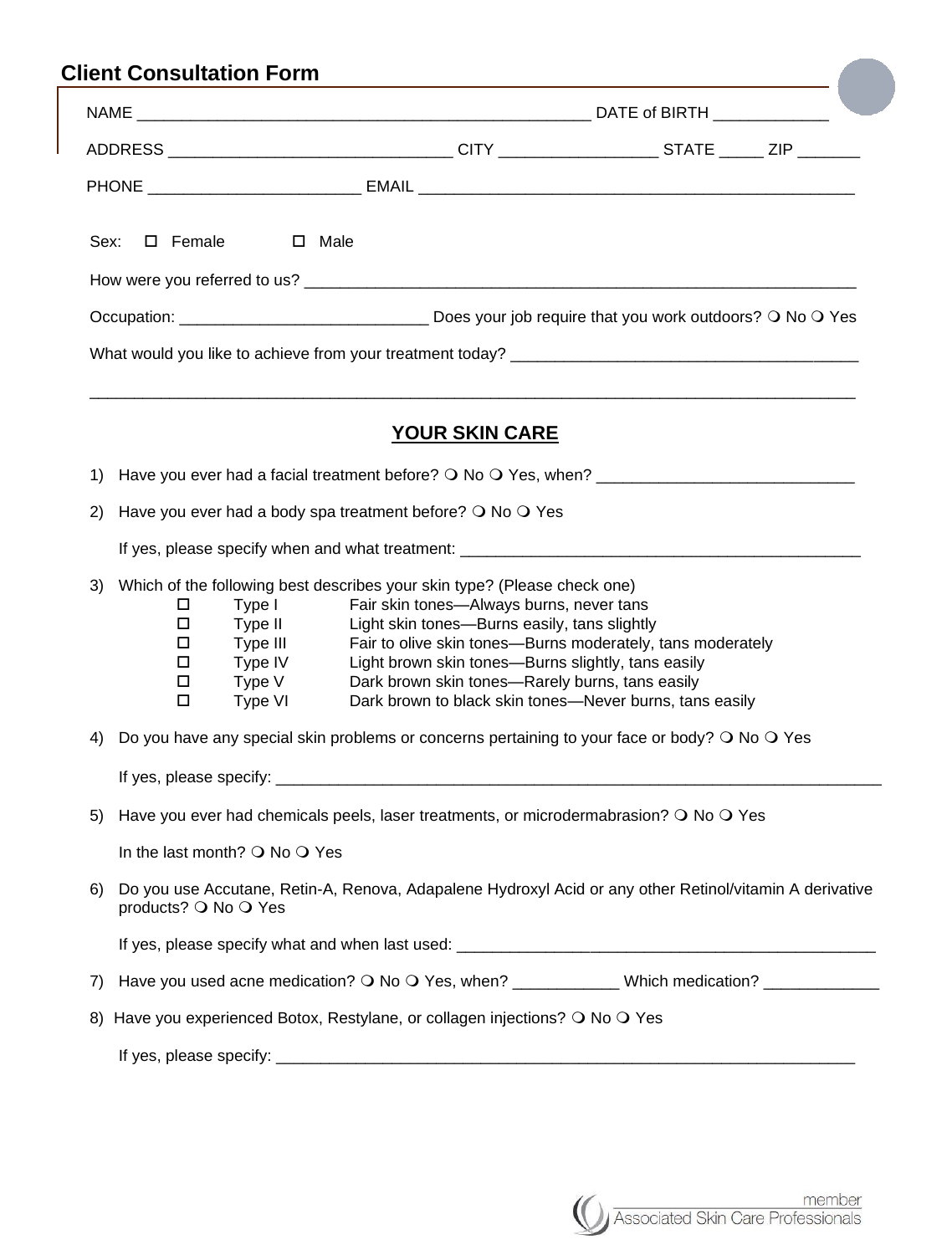# Client Consultation Form

NAME ____________________________________________________ DATE of BIRTH _____________

ADDRESS _________________________________ CITY __________________ STATE _____ ZIP _______

PHONE ________________________ EMAIL ___________________________________________________

Sex: ☐ Female ☐ Male

How were you referred to us? __________________________________________________________________

Occupation: ____________________________ Does your job require that you work outdoors? ❍ No ❍ Yes

What would you like to achieve from your treatment today? ________________________________________

_____________________________________________________________________________________

## YOUR SKIN CARE

1) Have you ever had a facial treatment before? ❍ No ❍ Yes, when? ______________________________

2) Have you ever had a body spa treatment before? ❍ No ❍ Yes

   If yes, please specify when and what treatment: ________________________________________________

3) Which of the following best describes your skin type? (Please check one)

   - ☐ Type I — Fair skin tones—Always burns, never tans
   - ☐ Type II — Light skin tones—Burns easily, tans slightly
   - ☐ Type III — Fair to olive skin tones—Burns moderately, tans moderately
   - ☐ Type IV — Light brown skin tones—Burns slightly, tans easily
   - ☐ Type V — Dark brown skin tones—Rarely burns, tans easily
   - ☐ Type VI — Dark brown to black skin tones—Never burns, tans easily

4) Do you have any special skin problems or concerns pertaining to your face or body? ❍ No ❍ Yes

   If yes, please specify: ___________________________________________________________________________

5) Have you ever had chemicals peels, laser treatments, or microdermabrasion? ❍ No ❍ Yes

   In the last month? ❍ No ❍ Yes

6) Do you use Accutane, Retin-A, Renova, Adapalene Hydroxyl Acid or any other Retinol/vitamin A derivative products? ❍ No ❍ Yes

   If yes, please specify what and when last used: __________________________________________________

7) Have you used acne medication? ❍ No ❍ Yes, when? ____________ Which medication? _____________

8) Have you experienced Botox, Restylane, or collagen injections? ❍ No ❍ Yes

   If yes, please specify: ______________________________________________________________________

member Associated Skin Care Professionals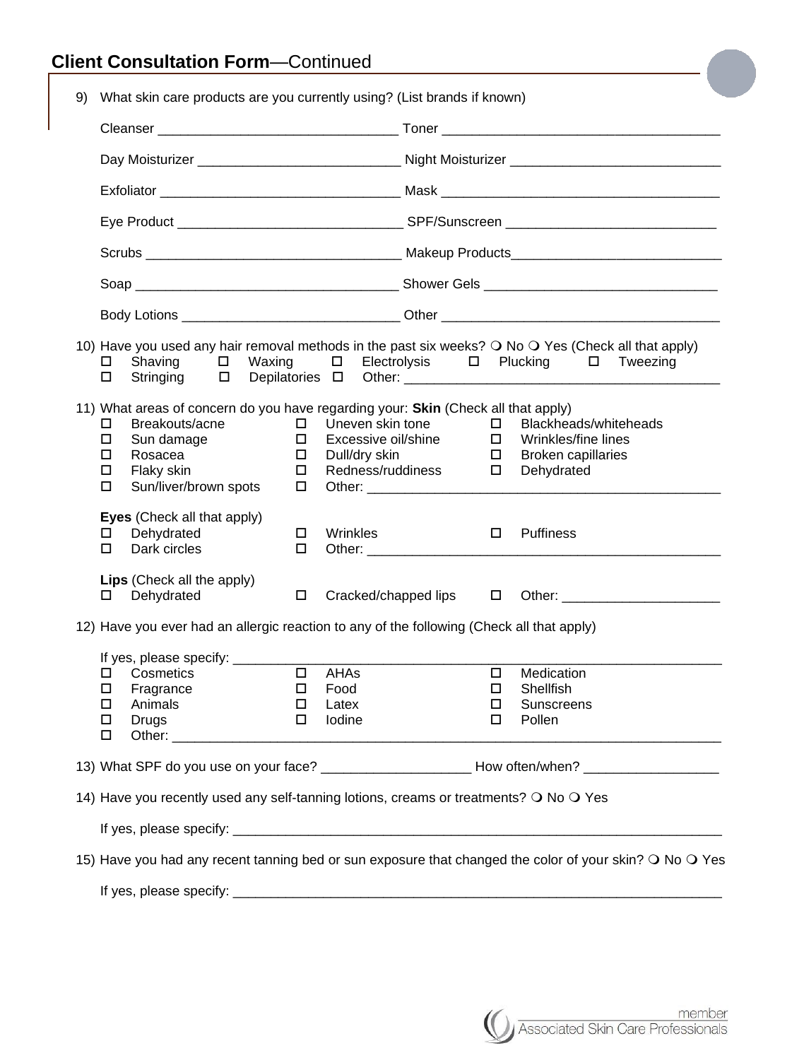## **Client Consultation Form**—Continued

9) What skin care products are you currently using? (List brands if known)

Cleanser ________________________________ Toner ____________________________________

Day Moisturizer ___________________________ Night Moisturizer ____________________________

Exfoliator ________________________________ Mask ____________________________________

Eye Product ______________________________ SPF/Sunscreen ____________________________

Scrubs __________________________________ Makeup Products____________________________

Soap ___________________________________ Shower Gels _______________________________

Body Lotions _____________________________ Other ____________________________________

10) Have you used any hair removal methods in the past six weeks? ❍ No ❍ Yes (Check all that apply)

- ☐ Shaving ☐ Waxing ☐ Electrolysis ☐ Plucking ☐ Tweezing
- ☐ Stringing ☐ Depilatories ☐ Other: ________________________________________

11) What areas of concern do you have regarding your: **Skin** (Check all that apply)

- ☐ Breakouts/acne ☐ Uneven skin tone ☐ Blackheads/whiteheads
- ☐ Sun damage ☐ Excessive oil/shine ☐ Wrinkles/fine lines
- ☐ Rosacea ☐ Dull/dry skin ☐ Broken capillaries
- ☐ Flaky skin ☐ Redness/ruddiness ☐ Dehydrated
- ☐ Sun/liver/brown spots ☐ Other: _______________________________________________

**Eyes** (Check all that apply)

- ☐ Dehydrated ☐ Wrinkles ☐ Puffiness
- ☐ Dark circles ☐ Other: _______________________________________________

**Lips** (Check all the apply)

- ☐ Dehydrated ☐ Cracked/chapped lips ☐ Other: ____________________

12) Have you ever had an allergic reaction to any of the following (Check all that apply)

If yes, please specify: _________________________________________________________________

- ☐ Cosmetics ☐ AHAs ☐ Medication
- ☐ Fragrance ☐ Food ☐ Shellfish
- ☐ Animals ☐ Latex ☐ Sunscreens
- ☐ Drugs ☐ Iodine ☐ Pollen
- ☐ Other: ______________________________________________________________________

13) What SPF do you use on your face? ____________________ How often/when? __________________

14) Have you recently used any self-tanning lotions, creams or treatments? ❍ No ❍ Yes

If yes, please specify: _________________________________________________________________

15) Have you had any recent tanning bed or sun exposure that changed the color of your skin? ❍ No ❍ Yes

If yes, please specify: _________________________________________________________________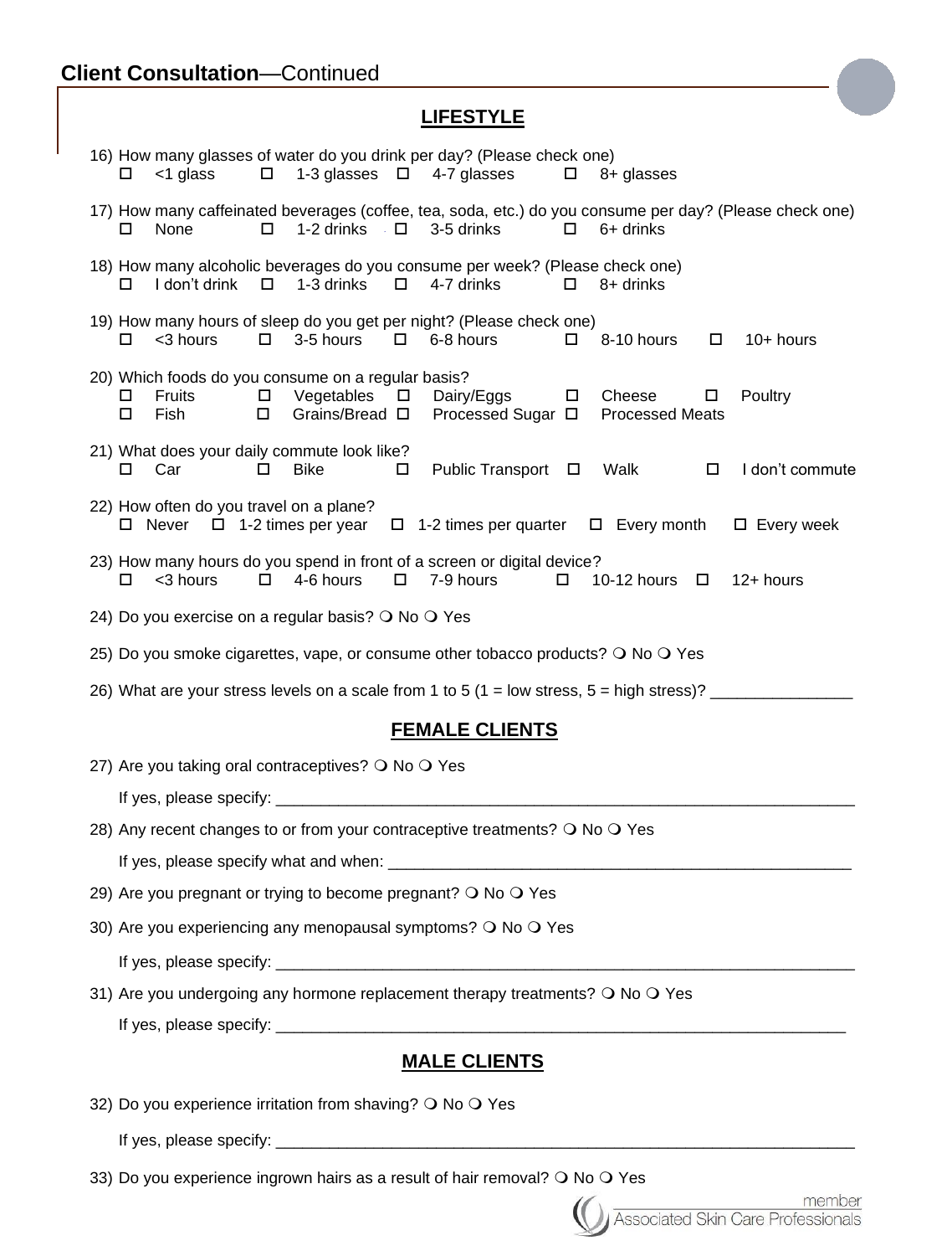## Client Consultation—Continued

### LIFESTYLE

16) How many glasses of water do you drink per day? (Please check one)
☐ <1 glass ☐ 1-3 glasses ☐ 4-7 glasses ☐ 8+ glasses

17) How many caffeinated beverages (coffee, tea, soda, etc.) do you consume per day? (Please check one)
☐ None ☐ 1-2 drinks ☐ 3-5 drinks ☐ 6+ drinks

18) How many alcoholic beverages do you consume per week? (Please check one)
☐ I don't drink ☐ 1-3 drinks ☐ 4-7 drinks ☐ 8+ drinks

19) How many hours of sleep do you get per night? (Please check one)
☐ <3 hours ☐ 3-5 hours ☐ 6-8 hours ☐ 8-10 hours ☐ 10+ hours

20) Which foods do you consume on a regular basis?
☐ Fruits ☐ Vegetables ☐ Dairy/Eggs ☐ Cheese ☐ Poultry
☐ Fish ☐ Grains/Bread ☐ Processed Sugar ☐ Processed Meats

21) What does your daily commute look like?
☐ Car ☐ Bike ☐ Public Transport ☐ Walk ☐ I don't commute

22) How often do you travel on a plane?
☐ Never ☐ 1-2 times per year ☐ 1-2 times per quarter ☐ Every month ☐ Every week

23) How many hours do you spend in front of a screen or digital device?
☐ <3 hours ☐ 4-6 hours ☐ 7-9 hours ☐ 10-12 hours ☐ 12+ hours

24) Do you exercise on a regular basis? ❍ No ❍ Yes

25) Do you smoke cigarettes, vape, or consume other tobacco products? ❍ No ❍ Yes

26) What are your stress levels on a scale from 1 to 5 (1 = low stress, 5 = high stress)? ________________

### FEMALE CLIENTS

27) Are you taking oral contraceptives? ❍ No ❍ Yes

If yes, please specify: ____________________________________________________________________

28) Any recent changes to or from your contraceptive treatments? ❍ No ❍ Yes

If yes, please specify what and when: ______________________________________________________

29) Are you pregnant or trying to become pregnant? ❍ No ❍ Yes

30) Are you experiencing any menopausal symptoms? ❍ No ❍ Yes

If yes, please specify: ____________________________________________________________________

31) Are you undergoing any hormone replacement therapy treatments? ❍ No ❍ Yes

If yes, please specify: ___________________________________________________________________

### MALE CLIENTS

32) Do you experience irritation from shaving? ❍ No ❍ Yes

If yes, please specify: ____________________________________________________________________

33) Do you experience ingrown hairs as a result of hair removal? ❍ No ❍ Yes

member
Associated Skin Care Professionals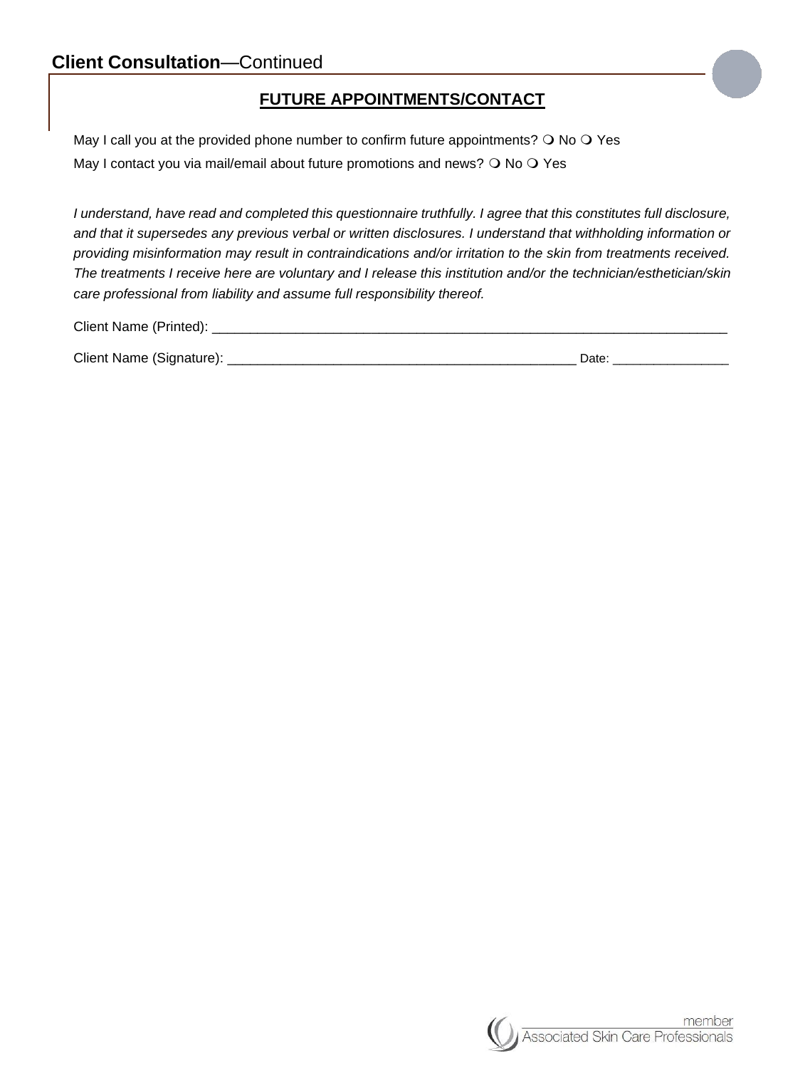## Client Consultation—Continued

### FUTURE APPOINTMENTS/CONTACT

May I call you at the provided phone number to confirm future appointments? ❍ No ❍ Yes

May I contact you via mail/email about future promotions and news? ❍ No ❍ Yes

*I understand, have read and completed this questionnaire truthfully. I agree that this constitutes full disclosure, and that it supersedes any previous verbal or written disclosures. I understand that withholding information or providing misinformation may result in contraindications and/or irritation to the skin from treatments received. The treatments I receive here are voluntary and I release this institution and/or the technician/esthetician/skin care professional from liability and assume full responsibility thereof.*

Client Name (Printed): ___________________________________________________________________________

Client Name (Signature): __________________________________________________ Date: _________________

member Associated Skin Care Professionals